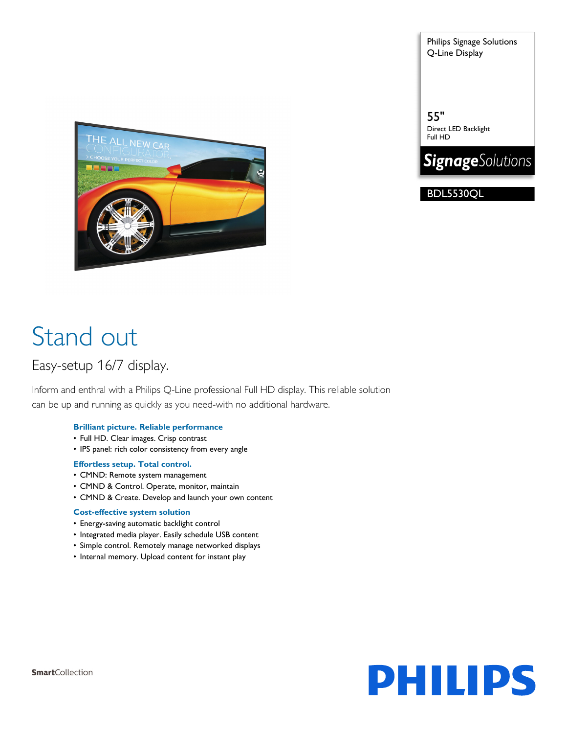Philips Signage Solutions
Q-Line Display

55"
Direct LED Backlight
Full HD

**Signage**Solutions

BDL5530QL

# Stand out

## Easy-setup 16/7 display.

Inform and enthral with a Philips Q-Line professional Full HD display. This reliable solution can be up and running as quickly as you need-with no additional hardware.

### Brilliant picture. Reliable performance

- Full HD. Clear images. Crisp contrast
- IPS panel: rich color consistency from every angle

### Effortless setup. Total control.

- CMND: Remote system management
- CMND & Control. Operate, monitor, maintain
- CMND & Create. Develop and launch your own content

### Cost-effective system solution

- Energy-saving automatic backlight control
- Integrated media player. Easily schedule USB content
- Simple control. Remotely manage networked displays
- Internal memory. Upload content for instant play

**Smart**Collection

PHILIPS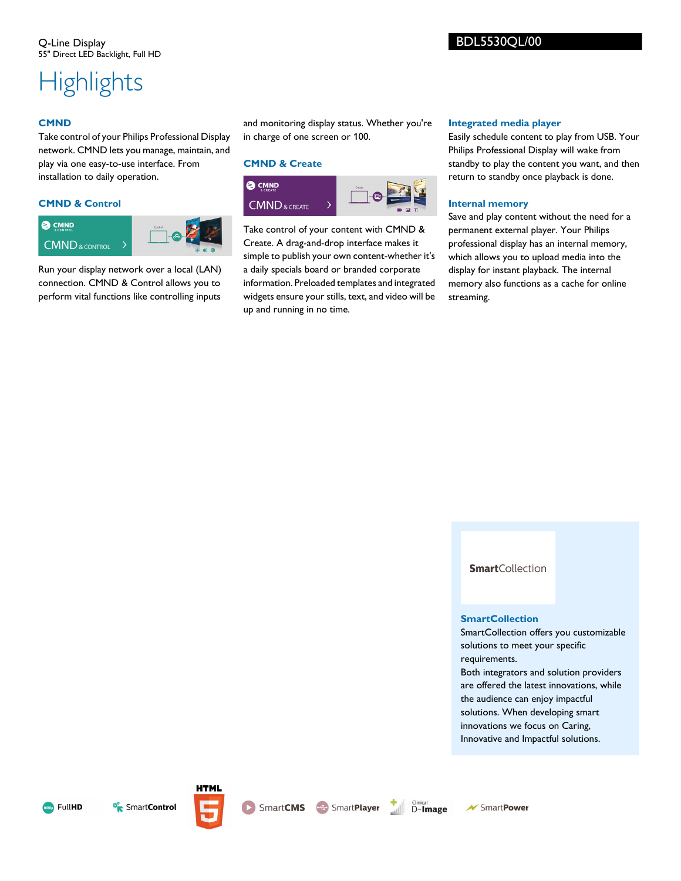Q-Line Display
55" Direct LED Backlight, Full HD

BDL5530QL/00

# Highlights

### CMND

Take control of your Philips Professional Display network. CMND lets you manage, maintain, and play via one easy-to-use interface. From installation to daily operation.

### CMND & Control

Run your display network over a local (LAN) connection. CMND & Control allows you to perform vital functions like controlling inputs and monitoring display status. Whether you're in charge of one screen or 100.

### CMND & Create

Take control of your content with CMND & Create. A drag-and-drop interface makes it simple to publish your own content-whether it's a daily specials board or branded corporate information. Preloaded templates and integrated widgets ensure your stills, text, and video will be up and running in no time.

### Integrated media player

Easily schedule content to play from USB. Your Philips Professional Display will wake from standby to play the content you want, and then return to standby once playback is done.

### Internal memory

Save and play content without the need for a permanent external player. Your Philips professional display has an internal memory, which allows you to upload media into the display for instant playback. The internal memory also functions as a cache for online streaming.

### SmartCollection

SmartCollection offers you customizable solutions to meet your specific requirements.
Both integrators and solution providers are offered the latest innovations, while the audience can enjoy impactful solutions. When developing smart innovations we focus on Caring, Innovative and Impactful solutions.

FullHD | SmartControl | HTML5 | SmartCMS | SmartPlayer | Clinical D-Image | SmartPower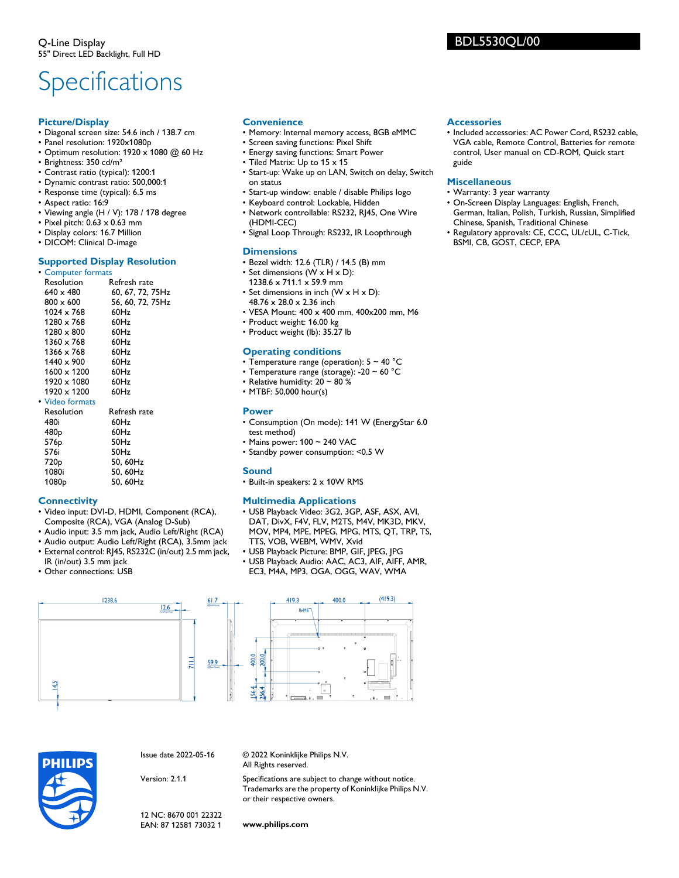Q-Line Display
55" Direct LED Backlight, Full HD

BDL5530QL/00

# Specifications

## Picture/Display

- Diagonal screen size: 54.6 inch / 138.7 cm
- Panel resolution: 1920x1080p
- Optimum resolution: 1920 x 1080 @ 60 Hz
- Brightness: 350 cd/m²
- Contrast ratio (typical): 1200:1
- Dynamic contrast ratio: 500,000:1
- Response time (typical): 6.5 ms
- Aspect ratio: 16:9
- Viewing angle (H / V): 178 / 178 degree
- Pixel pitch: 0.63 x 0.63 mm
- Display colors: 16.7 Million
- DICOM: Clinical D-image

## Supported Display Resolution

- Computer formats

| Resolution | Refresh rate |
|---|---|
| 640 x 480 | 60, 67, 72, 75Hz |
| 800 x 600 | 56, 60, 72, 75Hz |
| 1024 x 768 | 60Hz |
| 1280 x 768 | 60Hz |
| 1280 x 800 | 60Hz |
| 1360 x 768 | 60Hz |
| 1366 x 768 | 60Hz |
| 1440 x 900 | 60Hz |
| 1600 x 1200 | 60Hz |
| 1920 x 1080 | 60Hz |
| 1920 x 1200 | 60Hz |

- Video formats

| Resolution | Refresh rate |
|---|---|
| 480i | 60Hz |
| 480p | 60Hz |
| 576p | 50Hz |
| 576i | 50Hz |
| 720p | 50, 60Hz |
| 1080i | 50, 60Hz |
| 1080p | 50, 60Hz |

## Connectivity

- Video input: DVI-D, HDMI, Component (RCA), Composite (RCA), VGA (Analog D-Sub)
- Audio input: 3.5 mm jack, Audio Left/Right (RCA)
- Audio output: Audio Left/Right (RCA), 3.5mm jack
- External control: RJ45, RS232C (in/out) 2.5 mm jack, IR (in/out) 3.5 mm jack
- Other connections: USB

## Convenience

- Memory: Internal memory access, 8GB eMMC
- Screen saving functions: Pixel Shift
- Energy saving functions: Smart Power
- Tiled Matrix: Up to 15 x 15
- Start-up: Wake up on LAN, Switch on delay, Switch on status
- Start-up window: enable / disable Philips logo
- Keyboard control: Lockable, Hidden
- Network controllable: RS232, RJ45, One Wire (HDMI-CEC)
- Signal Loop Through: RS232, IR Loopthrough

## Dimensions

- Bezel width: 12.6 (TLR) / 14.5 (B) mm
- Set dimensions (W x H x D): 1238.6 x 711.1 x 59.9 mm
- Set dimensions in inch (W x H x D): 48.76 x 28.0 x 2.36 inch
- VESA Mount: 400 x 400 mm, 400x200 mm, M6
- Product weight: 16.00 kg
- Product weight (lb): 35.27 lb

## Operating conditions

- Temperature range (operation): 5 ~ 40 °C
- Temperature range (storage): -20 ~ 60 °C
- Relative humidity: 20 ~ 80 %
- MTBF: 50,000 hour(s)

## Power

- Consumption (On mode): 141 W (EnergyStar 6.0 test method)
- Mains power: 100 ~ 240 VAC
- Standby power consumption: <0.5 W

## Sound

- Built-in speakers: 2 x 10W RMS

## Multimedia Applications

- USB Playback Video: 3G2, 3GP, ASF, ASX, AVI, DAT, DivX, F4V, FLV, M2TS, M4V, MK3D, MKV, MOV, MP4, MPE, MPEG, MPG, MTS, QT, TRP, TS, TTS, VOB, WEBM, WMV, Xvid
- USB Playback Picture: BMP, GIF, JPEG, JPG
- USB Playback Audio: AAC, AC3, AIF, AIFF, AMR, EC3, M4A, MP3, OGA, OGG, WAV, WMA

## Accessories

- Included accessories: AC Power Cord, RS232 cable, VGA cable, Remote Control, Batteries for remote control, User manual on CD-ROM, Quick start guide

## Miscellaneous

- Warranty: 3 year warranty
- On-Screen Display Languages: English, French, German, Italian, Polish, Turkish, Russian, Simplified Chinese, Spanish, Traditional Chinese
- Regulatory approvals: CE, CCC, UL/cUL, C-Tick, BSMI, CB, GOST, CECP, EPA

1238.6
12.6
14.5
711.1
61.7
59.9
419.3
400.0
(419.3)
8xM6
400.0
200.0
156.4
256.4

Issue date 2022-05-16

Version: 2.1.1

12 NC: 8670 001 22322
EAN: 87 12581 73032 1

© 2022 Koninklijke Philips N.V.
All Rights reserved.

Specifications are subject to change without notice. Trademarks are the property of Koninklijke Philips N.V. or their respective owners.

**www.philips.com**